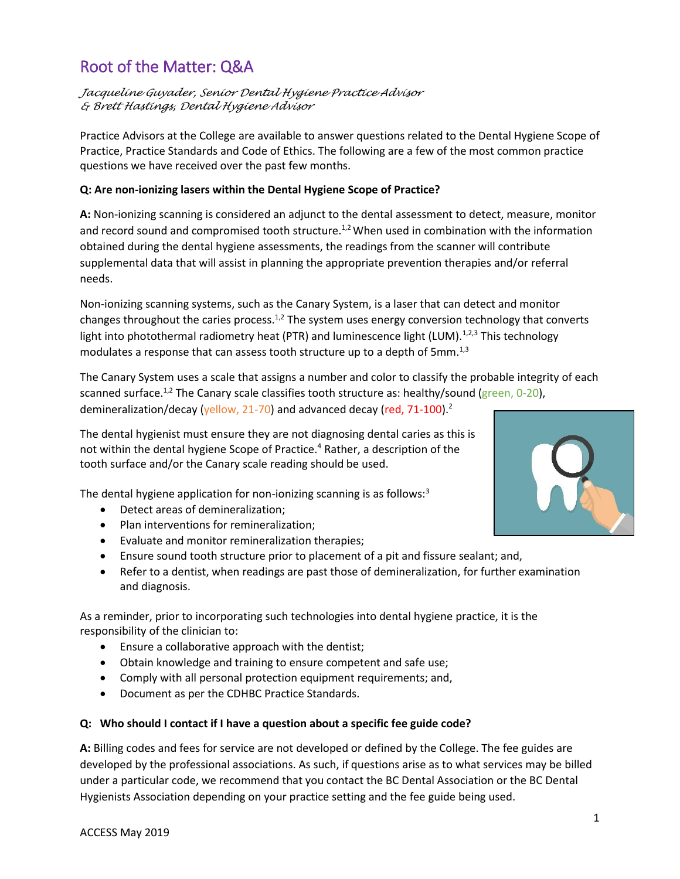# Root of the Matter: Q&A

*Jacqueline Guyader, Senior Dental Hygiene Practice Advisor*
*& Brett Hastings, Dental Hygiene Advisor*

Practice Advisors at the College are available to answer questions related to the Dental Hygiene Scope of Practice, Practice Standards and Code of Ethics. The following are a few of the most common practice questions we have received over the past few months.

**Q: Are non-ionizing lasers within the Dental Hygiene Scope of Practice?**

**A:** Non-ionizing scanning is considered an adjunct to the dental assessment to detect, measure, monitor and record sound and compromised tooth structure.[1,2] When used in combination with the information obtained during the dental hygiene assessments, the readings from the scanner will contribute supplemental data that will assist in planning the appropriate prevention therapies and/or referral needs.

Non-ionizing scanning systems, such as the Canary System, is a laser that can detect and monitor changes throughout the caries process.[1,2] The system uses energy conversion technology that converts light into photothermal radiometry heat (PTR) and luminescence light (LUM).[1,2,3] This technology modulates a response that can assess tooth structure up to a depth of 5mm.[1,3]

The Canary System uses a scale that assigns a number and color to classify the probable integrity of each scanned surface.[1,2] The Canary scale classifies tooth structure as: healthy/sound (green, 0-20), demineralization/decay (yellow, 21-70) and advanced decay (red, 71-100).[2]

The dental hygienist must ensure they are not diagnosing dental caries as this is not within the dental hygiene Scope of Practice.[4] Rather, a description of the tooth surface and/or the Canary scale reading should be used.

The dental hygiene application for non-ionizing scanning is as follows:[3]

- Detect areas of demineralization;
- Plan interventions for remineralization;
- Evaluate and monitor remineralization therapies;
- Ensure sound tooth structure prior to placement of a pit and fissure sealant; and,
- Refer to a dentist, when readings are past those of demineralization, for further examination and diagnosis.

As a reminder, prior to incorporating such technologies into dental hygiene practice, it is the responsibility of the clinician to:

- Ensure a collaborative approach with the dentist;
- Obtain knowledge and training to ensure competent and safe use;
- Comply with all personal protection equipment requirements; and,
- Document as per the CDHBC Practice Standards.

**Q: Who should I contact if I have a question about a specific fee guide code?**

**A:** Billing codes and fees for service are not developed or defined by the College. The fee guides are developed by the professional associations. As such, if questions arise as to what services may be billed under a particular code, we recommend that you contact the BC Dental Association or the BC Dental Hygienists Association depending on your practice setting and the fee guide being used.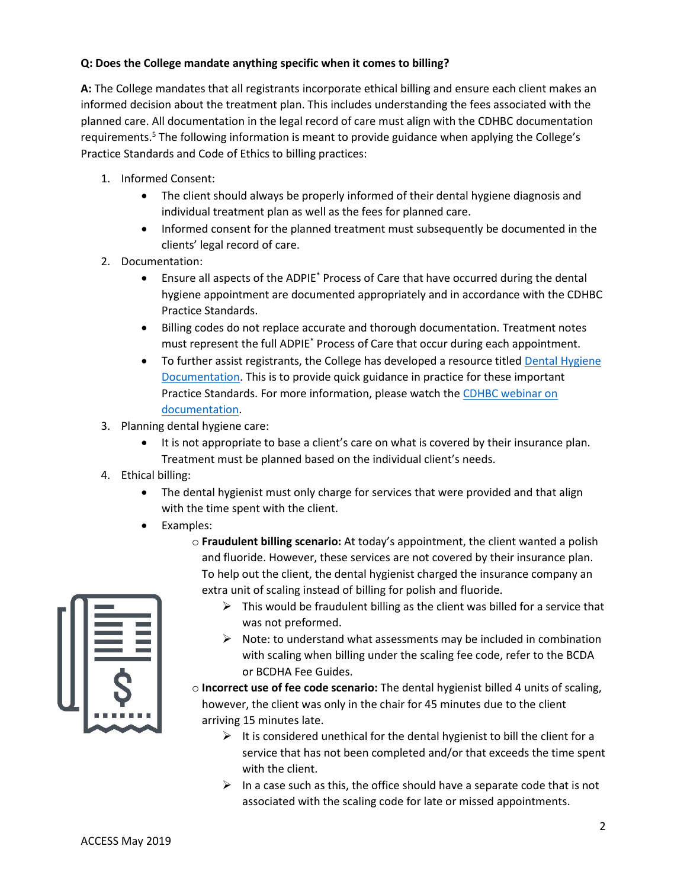**Q: Does the College mandate anything specific when it comes to billing?**

**A:** The College mandates that all registrants incorporate ethical billing and ensure each client makes an informed decision about the treatment plan. This includes understanding the fees associated with the planned care. All documentation in the legal record of care must align with the CDHBC documentation requirements.[5] The following information is meant to provide guidance when applying the College's Practice Standards and Code of Ethics to billing practices:

1. Informed Consent:
    - The client should always be properly informed of their dental hygiene diagnosis and individual treatment plan as well as the fees for planned care.
    - Informed consent for the planned treatment must subsequently be documented in the clients' legal record of care.
2. Documentation:
    - Ensure all aspects of the ADPIE* Process of Care that have occurred during the dental hygiene appointment are documented appropriately and in accordance with the CDHBC Practice Standards.
    - Billing codes do not replace accurate and thorough documentation. Treatment notes must represent the full ADPIE* Process of Care that occur during each appointment.
    - To further assist registrants, the College has developed a resource titled Dental Hygiene Documentation. This is to provide quick guidance in practice for these important Practice Standards. For more information, please watch the CDHBC webinar on documentation.
3. Planning dental hygiene care:
    - It is not appropriate to base a client's care on what is covered by their insurance plan. Treatment must be planned based on the individual client's needs.
4. Ethical billing:
    - The dental hygienist must only charge for services that were provided and that align with the time spent with the client.
    - Examples:
        - **Fraudulent billing scenario:** At today's appointment, the client wanted a polish and fluoride. However, these services are not covered by their insurance plan. To help out the client, the dental hygienist charged the insurance company an extra unit of scaling instead of billing for polish and fluoride.
            - This would be fraudulent billing as the client was billed for a service that was not preformed.
            - Note: to understand what assessments may be included in combination with scaling when billing under the scaling fee code, refer to the BCDA or BCDHA Fee Guides.
        - **Incorrect use of fee code scenario:** The dental hygienist billed 4 units of scaling, however, the client was only in the chair for 45 minutes due to the client arriving 15 minutes late.
            - It is considered unethical for the dental hygienist to bill the client for a service that has not been completed and/or that exceeds the time spent with the client.
            - In a case such as this, the office should have a separate code that is not associated with the scaling code for late or missed appointments.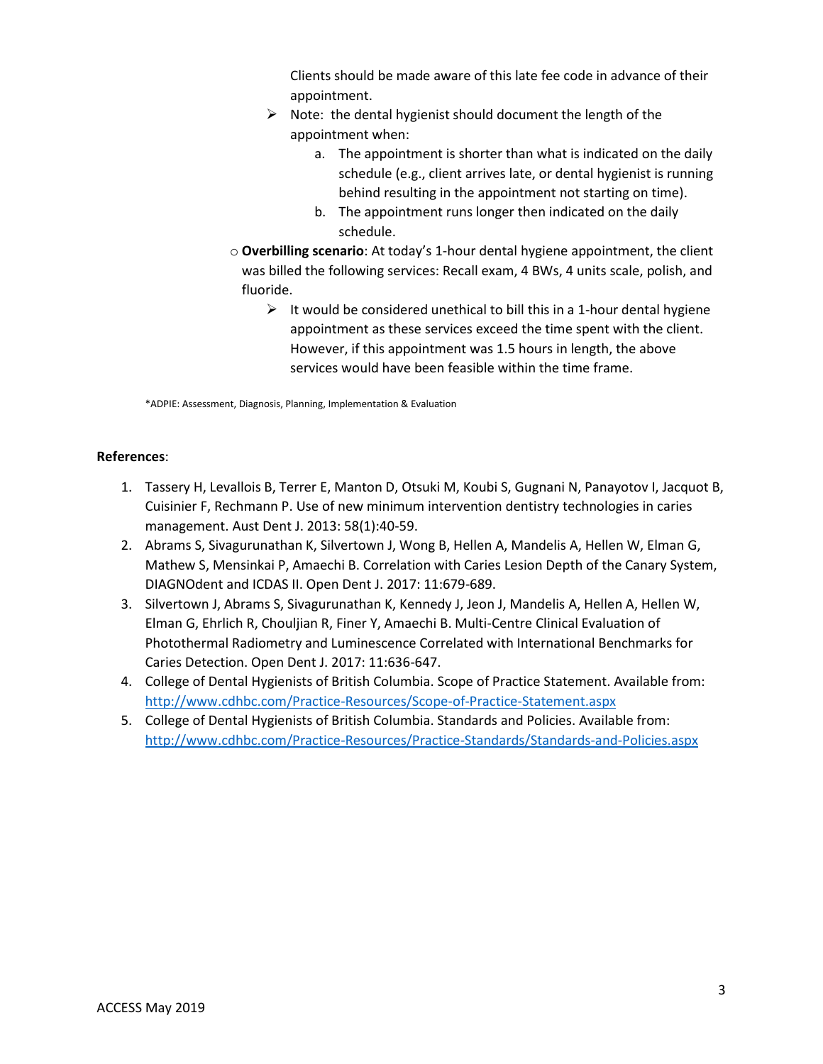Clients should be made aware of this late fee code in advance of their appointment.

- Note: the dental hygienist should document the length of the appointment when:
    a. The appointment is shorter than what is indicated on the daily schedule (e.g., client arrives late, or dental hygienist is running behind resulting in the appointment not starting on time).
    b. The appointment runs longer then indicated on the daily schedule.

- **Overbilling scenario**: At today's 1-hour dental hygiene appointment, the client was billed the following services: Recall exam, 4 BWs, 4 units scale, polish, and fluoride.
    - It would be considered unethical to bill this in a 1-hour dental hygiene appointment as these services exceed the time spent with the client. However, if this appointment was 1.5 hours in length, the above services would have been feasible within the time frame.

*ADPIE: Assessment, Diagnosis, Planning, Implementation & Evaluation

**References**:

1. Tassery H, Levallois B, Terrer E, Manton D, Otsuki M, Koubi S, Gugnani N, Panayotov I, Jacquot B, Cuisinier F, Rechmann P. Use of new minimum intervention dentistry technologies in caries management. Aust Dent J. 2013: 58(1):40-59.
2. Abrams S, Sivagurunathan K, Silvertown J, Wong B, Hellen A, Mandelis A, Hellen W, Elman G, Mathew S, Mensinkai P, Amaechi B. Correlation with Caries Lesion Depth of the Canary System, DIAGNOdent and ICDAS II. Open Dent J. 2017: 11:679-689.
3. Silvertown J, Abrams S, Sivagurunathan K, Kennedy J, Jeon J, Mandelis A, Hellen A, Hellen W, Elman G, Ehrlich R, Chouljian R, Finer Y, Amaechi B. Multi-Centre Clinical Evaluation of Photothermal Radiometry and Luminescence Correlated with International Benchmarks for Caries Detection. Open Dent J. 2017: 11:636-647.
4. College of Dental Hygienists of British Columbia. Scope of Practice Statement. Available from: http://www.cdhbc.com/Practice-Resources/Scope-of-Practice-Statement.aspx
5. College of Dental Hygienists of British Columbia. Standards and Policies. Available from: http://www.cdhbc.com/Practice-Resources/Practice-Standards/Standards-and-Policies.aspx